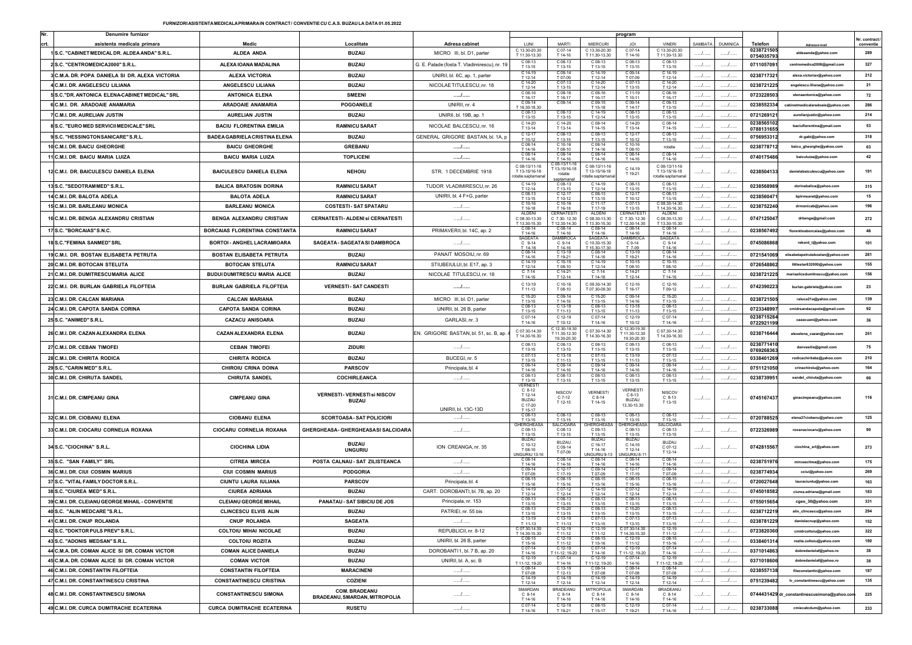**FURNIZORI ASISTENTA MEDICALA PRIMARA IN CONTRACT / CONVENTIE CU C.A.S. BUZAU LA DATA 01.05.2022**

| Nr. crt. | Denumire furnizor asistenta medicala primara | Medic | Localitate | Adresa cabinet | LUNI | MARTI | MIERCURI | JOI | VINERI | SAMBATA | DUMINICA | Telefon | Adresa e-mail | Nr. contract/ conventie |
|---|---|---|---|---|---|---|---|---|---|---|---|---|---|---|
| 1 | S.C. "CABINET MEDICAL DR. ALDEA ANDA" S.R.L. | ALDEA ANDA | BUZAU | MICRO III, bl. D1, parter | C 13.30-20.30 T 11.30-13.30 | C 07-14 T 14-16 | C 13.30-20.30 T 11.30-13.30 | C 07-14 T 14-16 | C 13.30-20.30 T 11.30-13.30 | ..../..... | ..../..... | 0238721505 0754035793 | aldeaanda@yahoo.com | 289 |
| 2 | S.C. "CENTROMEDICA2000" S.R.L. | ALEXA IOANA MADALINA | BUZAU | G. E. Palade (fosta T. Vladimirescu), nr. 19 | C 08-13 T 13-15 | C 08-13 T 13-15 | C 08-13 T 13-15 | C 08-13 T 13-15 | C 08-13 T 13-15 | ..../..... | ..../..... | 0711057091 | centromedica2000@gmail.com | 327 |
| 3 | C.M.A. DR. POPA DANIELA SI DR. ALEXA VICTORIA | ALEXA VICTORIA | BUZAU | UNIRII, bl. 6C, ap. 1, parter | C 14-19 T 12-14 | C 09-14 T 07-09 | C 14-19 T 12-14 | C 09-14 T 07-09 | C 14-19 T 12-14 | ..../..... | ..../..... | 0238717321 | alexa.victoriav@yahoo.com | 212 |
| 4 | C.M.I. DR. ANGELESCU LILIANA | ANGELESCU LILIANA | BUZAU | NICOLAE TITULESCU, nr. 18 | C 14-20 T 12-14 | C 08-13 T 13-15 | C 14-20 T 12-14 | C 07-13 T 13-15 | C 14-20 T 12-14 | ..../..... | ..../..... | 0238721225 | angelescu.liliana@yahoo.com | 21 |
| 5 | S.C."DR. ANTONICA ELENA-CABINET MEDICAL" SRL | ANTONICA ELENA | SMEENI | ..../..... | C 08-16 T 16-17 | C 08-16 T 16-17 | C 08-16 T 16-17 | C 11-19 T 10-11 | C 08-16 T 16-17 | ..../..... | ..../..... | 0723228503 | elenaantonica@yahoo.com | 72 |
| 6 | C.M.I. DR. ARADOAIE ANAMARIA | ARADOAIE ANAMARIA | POGOANELE | UNIRII, nr. 4 | C 09-14 T 16.30-18.30 | C 09-14 | C 09-15 T 15-18 | C 09-14 T 14-17 | C 09-13 T 13-15 | ..../..... | ..../..... | 0238552334 | cabinetmedicalaradoaie@yahoo.com | 286 |
| 7 | C.M.I. DR. AURELIAN JUSTIN | AURELIAN JUSTIN | BUZAU | UNIRII, bl. 19B, ap. 1 | C 08-13 T 13-15 | C 08-13 T 13-15 | C 14-19 T 12-14 | C 08-13 T 13-15 | C 08-13 T 13-15 | ..../..... | ..../..... | 0721269121 | aurelianjustin@yahoo.com | 214 |
| 8 | S.C. "EURO MED SERVICII MEDICALE" SRL | BACIU FLORENTINA EMILIA | RAMNICU SARAT | NICOLAE BALCESCU, nr. 16 | C 14-20 T 13-14 | C 14-20 T 13-14 | C 08-14 T 14-15 | C 14-20 T 13-14 | C 08-14 T 14-15 | ..../..... | ..../..... | 0238565102 0788131655 | baciuflorentina@ymail.com | 53 |
| 9 | S.C. "HESSINGTON SANICARE" S.R.L. | BADEA GABRIELA CRISTINA ELENA | BUZAU | GENERAL GRIGORE BASTAN, bl. 1A, p | C 12-17 T 10-12 | C 08-13 T 13-15 | C 08-13 T 13-15 | C 12-17 T 10-12 | C 08-13 T 13-15 | ..../..... | ..../..... | 0756953312 | dr.gabi@yahoo.com | 318 |
| 10 | C.M.I. DR. BAICU GHEORGHE | BAICU GHEORGHE | GREBANU | ..../..... | C 08-14 T 14-16 | C 10-16 T 08-10 | C 08-14 T 14-16 | C 10-16 T 08-10 | rotatie | ..../..... | ..../..... | 0238778712 | baicu_gheorghe@yahoo.com | 63 |
| 11 | C.M.I. DR. BAICU MARIA LUIZA | BAICU MARIA LUIZA | TOPLICENI | ..../..... | C 08-14 T 14-16 | C 08-14 T 14-16 | C 08-14 T 14-16 | C 08-14 T 14-16 | C 08-14 T 14-16 | ..../..... | ..../..... | 0740175486 | baiculuiza@yahoo.com | 42 |
| 12 | C.M.I. DR. BAICULESCU DANIELA ELENA | BAICULESCU DANIELA ELENA | NEHOIU | STR. 1 DECEMBRIE 1918 | C 08-13/11-16 T 13-15/16-18 rotatie saptamanal | C 08-13/11-16 T 13-15/16-18 rotatie saptamanal | C 08-13/11-16 T 13-15/16-18 rotatie saptamanal | C 14-19 T 19-21 | C 08-13/11-16 T 13-15/16-18 rotatie saptamanal | ..../..... | ..../..... | 0238504133 | danielabaiculescu@yahoo.com | 191 |
| 13 | S.C. "SEDOTRAMMED" S.R.L. | BALICA BRATOSIN DORINA | RAMNICU SARAT | TUDOR VLADIMIRESCU, nr. 26 | C 14-19 T 12-14 | C 08-13 T 13-15 | C 14-19 T 12-14 | C 08-13 T 13-15 | C 08-13 T 13-15 | ..../..... | ..../..... | 0238568989 | dorinabalica@yahoo.com | 315 |
| 14 | C.M.I. DR. BALOTA ADELA | BALOTA ADELA | RAMNICU SARAT | UNIRII, bl. 4 F+G, parter | C 08-13 T 13-15 | C 12-17 T 10-12 | C 08-13 T 13-15 | C 12-17 T 10-12 | C 08-13 T 13-15 | ..../..... | ..../..... | 0238560471 | bplrmsarat@yahoo.com | 15 |
| 15 | C.M.I. DR. BARLEANU MONICA | BARLEANU MONICA | COSTESTI - SAT SPATARU | ..../..... | C 10-16 T 16-18 | C 10-16 T 16-18 | C 11-17 T 17-19 | C 07-13 T 13-15 | C 08.30-14.30 T 14.30-16.30 | ..../..... | ..../..... | 0238752240 | drmonicab@yahoo.com | 196 |
| 16 | C.M.I. DR. BENGA ALEXANDRU CRISTIAN | BENGA ALEXANDRU CRISTIAN | CERNATESTI - ALDENI si CERNATESTI | ..../..... | ALDENI C 08.30-13.30 T 13.30-15.30 | CERNATESTI C 7.30- 12.30 T 12.30-14.30 | ALDENI C 08.30-13.30 T 13.30-15.30 | CERNATESTI C 7.30- 12.30 T 12.30-14.30 | ALDENI C 08.30-13.30 T 13.30-15.30 | ..../..... | ..../..... | 0747125047 | drbenga@gmail.com | 272 |
| 17 | S.C. "BORCAIAS" S.N.C. | BORCAIAS FLORENTINA CONSTANTA | RAMNICU SARAT | PRIMAVERII, bl. 14C, ap. 2 | C 08-14 T 14-16 | C 08-14 T 14-16 | C 08-14 T 14-16 | C 08-14 T 14-16 | C 08-14 T 14-16 | ..../..... | ..../..... | 0238567492 | florentinaborcaias@yahoo.com | 46 |
| 18 | S.C. "FEMINA SANMED" SRL | BORTOI - ANGHEL LACRAMIOARA | SAGEATA - SAGEATA SI DAMBROCA | ..../..... | SAGEATA C 9-14 T 14-16 | DAMBROCA C 9-14 T 14-16 | SAGEATA C 10.30-15.30 T 15.30-17.30 | DAMBROCA C 9-14 T 7-09 | SAGEATA C 9-14 T 14-16 | ..../..... | ..../..... | 0745086868 | rekord_l@yahoo.com | 101 |
| 19 | C.M.I. DR. BOSTAN ELISABETA PETRUTA | BOSTAN ELISABETA PETRUTA | BUZAU | PANAIT MOSOIU, nr. 69 | C 08-14 T 14-16 | C 13-19 T 19-21 | C 08-14 T 14-16 | C 13-19 T 19-21 | C 08-14 T 14-16 | ..../..... | ..../..... | 0721541069 | elisabetapetrutabostan@yahoo.com | 281 |
| 20 | C.M.I. DR. BOTOCAN STELUTA | BOTOCAN STELUTA | RAMNICU SARAT | STIUBEIULUI, bl. E17, ap. 3 | C 14-19 T 12-14 | C 10-15 T 08-10 | C 14-19 T 12-14 | C 10-15 T 08-10 | C 10-15 T 08-10 | ..../..... | ..../..... | 0726548862 | littlestar632000@yahoo.com | 155 |
| 21 | C.M.I. DR. DUMITRESCU MARIA ALICE | BUDUI DUMITRESCU MARIA ALICE | BUZAU | NICOLAE TITULESCU, nr. 18 | C 7-14 T 14-16 | C 14-21 T 12-14 | C 7-14 T 14-16 | C 14-21 T 12-14 | C 7-14 T 14-16 | ..../..... | ..../..... | 0238721225 | mariaalicedumitrescu@yahoo.com | 156 |
| 22 | C.M.I. DR. BURLAN GABRIELA FILOFTEIA | BURLAN GABRIELA FILOFTEIA | VERNESTI - SAT CANDESTI | ..../..... | C 13-19 T 11-13 | C 10-16 T 08-10 | C 09.30-14.30 T 07.30-09.30 | C 12-16 T 16-17 | C 12-16 T 09-12 | ..../..... | ..../..... | 0742390223 | burlan.gabriela@yahoo.com | 23 |
| 23 | C.M.I. DR. CALCAN MARIANA | CALCAN MARIANA | BUZAU | MICRO III, bl. D1, parter | C 15-20 T 13-15 | C 09-14 T 14-16 | C 15-20 T 13-15 | C 09-14 T 14-16 | C 15-20 T 13-15 | ..../..... | ..../..... | 0238721505 | raluca21a@yahoo.com | 139 |
| 24 | C.M.I. DR. CAPOTA SANDA CORINA | CAPOTA SANDA CORINA | BUZAU | UNIRII, bl. 26 B, parter | C 08-13 T 13-15 | C 13-18 T 11-13 | C 08-13 T 13-15 | C 13-18 T 11-13 | C 08-13 T 13-15 | ..../..... | ..../..... | 0723348997 | cmidrsandacapota@gmail.com | 92 |
| 25 | S.C. "ANIMED" S.R.L. | CAZACU ANISOARA | BUZAU | GARLASI, nr. 3 | C 07-14 T 14-16 | C 12-19 T 10-12 | C 07-14 T 14-16 | C 12-19 T 10-12 | C 07-14 T 14-16 | ..../..... | ..../..... | 0238715284 0722921199 | cazacuani@yahoo.com | 36 |
| 26 | C.M.I. DR. CAZAN ALEXANDRA ELENA | CAZAN ALEXANDRA ELENA | BUZAU | EN. GRIGORE BASTAN, bl. 51, sc. B, ap. 4 | C 07.30-14.30 T 14.30-16.30 | C 12.30-19.30 T 11.30-12.30 19.30-20.30 | C 07.30-14.30 T 14.30-16.30 | C 12.30-19.30 T 11.30-12.30 19.30-20.30 | C 07.30-14.30 T 14.30-16.30 | ..../..... | ..../..... | 0238716444 | alexelena_cazan@yahoo.com | 251 |
| 27 | C.M.I. DR. CEBAN TIMOFEI | CEBAN TIMOFEI | ZIDURI | ..../..... | C 08-13 T 13-15 | C 08-13 T 13-15 | C 08-13 T 13-15 | C 08-13 T 13-15 | C 08-13 T 13-15 | ..../..... | ..../..... | 0238771410 0769268363 | danvasilis@gmail.com | 75 |
| 28 | C.M.I. DR. CHIRITA RODICA | CHIRITA RODICA | BUZAU | BUCEGI, nr. 5 | C 07-13 T 13-15 | C 13-19 T 11-13 | C 07-13 T 13-15 | C 13-19 T 11-13 | C 07-13 T 13-15 | ..../..... | ..../..... | 0338401269 | rodicachiritabz@yahoo.com | 210 |
| 29 | S.C. "CARIN MED" S.R.L. | CHIROIU CRINA DOINA | PARSCOV | Principala, bl. 4 | C 09-14 T 14-16 | C 09-14 T 14-16 | C 09-14 T 14-16 | C 09-14 T 14-16 | C 09-14 T 14-16 | ..../..... | ..../..... | 0751121050 | crinachiroiu@yahoo.com | 164 |
| 30 | C.M.I. DR. CHIRUTA SANDEL | CHIRUTA SANDEL | COCHIRLEANCA | ..../..... | C 08-13 T 13-15 | C 08-13 T 13-15 | C 08-13 T 13-15 | C 08-13 T 13-15 | C 08-13 T 13-15 | ..../..... | ..../..... | 0238739951 | sandel_chiruta@yahoo.com | 66 |
| 31 | C.M.I. DR. CIMPEANU GINA | CIMPEANU GINA | VERNESTI - VERNESTI si NISCOV BUZAU | UNIRII, bl. 13C-13D | VERNESTI C 8-12 T 12-14 BUZAU C 17-20 T 15-17 | NISCOV C 7-12 T 12-15 | VERNESTI C 8-14 T 14-15 | VERNESTI C 8-13 BUZAU 13.30-15.30 | NISCOV C 8-13 T 13-15 | ..../..... | ..../..... | 0745167437 | ginacimpeanu@yahoo.com | 116 |
| 32 | C.M.I. DR. CIOBANU ELENA | CIOBANU ELENA | SCORTOASA - SAT POLICIORI | ..../..... | C 08-13 T 13-15 | C 08-13 T 13-15 | C 08-13 T 13-15 | C 08-13 T 13-15 | C 08-13 T 13-15 | ..../..... | ..../..... | 0720788525 | elena27ciobanu@yahoo.com | 125 |
| 33 | C.M.I. DR. CIOCARU CORNELIA ROXANA | CIOCARU CORNELIA ROXANA | GHERGHEASA - GHERGHEASA SI SALCIOARA | ..../..... | GHERGHEASA C 08-13 T 13-15 | SALCIOARA C 08-13 T 13-15 | GHERGHEASA C 08-13 T 13-15 | GHERGHEASA C 08-13 T 13-15 | SALCIOARA C 08-13 T 13-15 | ..../..... | ..../..... | 0722326989 | roxanaciocaru@yahoo.com | 90 |
| 34 | S.C. "CIOCHINA" S.R.L. | CIOCHINA LIDIA | BUZAU UNGURIU | ION CREANGA, nr. 35 | BUZAU C 10-12 T 08-10 UNGURIU 13-16 | BUZAU C 09-14 T 07-09 | BUZAU C 16-17 T 14-16 UNGURIU 9-13 | BUZAU C 14-16 T 12-14 UNGURIU 8-11 | BUZAU C 07-12 T 12-14 | ..../..... | ..../..... | 0742815567 | ciochina_srl@yahoo.com | 273 |
| 35 | S.C. "SAN FAMILY" SRL | CITREA MIRCEA | POSTA CALNAU - SAT ZILISTEANCA | ..../..... | C 08-14 T 14-16 | C 08-14 T 14-16 | C 08-14 T 14-16 | C 08-14 T 14-16 | C 08-14 T 14-16 | ..../..... | ..../..... | 0238751976 | mirceacitrea@yahoo.com | 175 |
| 36 | C.M.I. DR. CIUI COSMIN MARIUS | CIUI COSMIN MARIUS | PODGORIA | ..../..... | C 09-14 T 07-09 | C 12-17 T 17-19 | C 09-14 T 07-09 | C 12-17 T 17-19 | C 09-14 T 07-09 | ..../..... | ..../..... | 0238774934 | cciui@yahoo.com | 269 |
| 37 | S.C. "VITAL FAMILY DOCTOR S.R.L. | CIUNTU LAURA IULIANA | PARSCOV | Principala, bl. 4 | C 08-15 T 15-16 | C 08-15 T 15-16 | C 08-15 T 15-16 | C 08-15 T 15-16 | C 08-15 T 15-16 | ..../..... | ..../..... | 0720027648 | lauraciuntu@yahoo.com | 163 |
| 38 | S.C. "CIUREA MED" S.R.L. | CIUREA ADRIANA | BUZAU | CART. DOROBANTI, bl. 7B, ap. 20 | C 14-19 T 12-14 | C 07-12 T 12-14 | C 14-19 T 12-14 | C 07-12 T 12-14 | C 14-19 T 12-14 | ..../..... | ..../..... | 0745018582 | ciurea.adriana@gmail.com | 183 |
| 39 | C.M.I. DR. CLEIANU GEORGE MIHAIL - CONVENTIE | CLEIANU GEORGE MIHAIL | PANATAU - SAT SIBICIU DE JOS | Principala, nr. 153 | C 08-13 T 13-15 | C 08-13 T 13-15 | C 08-13 T 13-15 | C 08-13 T 13-15 | C 08-13 T 13-15 | ..../..... | ..../..... | 0755015654 | cgeo_30@yahoo.com | 331 |
| 40 | S.C. "ALIN MEDCARE "S.R.L. | CLINCESCU ELVIS ALIN | BUZAU | PATRIEI, nr. 55 bis | C 08-13 T 13-15 | C 15-20 T 13-15 | C 08-13 T 13-15 | C 15-20 T 13-15 | C 08-13 T 13-15 | ..../..... | ..../..... | 0238712219 | alin_clincescu@yahoo.com | 294 |
| 41 | C.M.I. DR. CNUP ROLANDA | CNUP ROLANDA | SAGEATA | ..../..... | C 13-19 T 11-13 | C 13-19 T 11-13 | C 07-13 T 13-15 | C 07-13 T 13-15 | C 07-13 T 13-15 | ..../..... | ..../..... | 0238781229 | danielacnup@yahoo.com | 152 |
| 42 | S.C. "DOKTOR PULS PREV" S.R.L. | COLTOIU MIHAI NICOLAE | BUZAU | REPUBLICII, nr. 8-12 | C 07.30-14.30 T 14.30-16.30 | C 12-19 T 11-12 | C 12-19 T 11-12 | C 07.30-14.30 T 14.30-16.30 | C 12-19 T 11-12 | ..../..... | ..../..... | 0723820360 | cmidrcoltoiu@yahoo.com | 322 |
| 43 | S.C. "ADONIS MEDSAN" S.R.L. | COLTOIU ROZITA | BUZAU | UNIRII, bl. 26 B, parter | C 08-15 T 15-16 | C 12-19 T 11-12 | C 08-15 T 15-16 | C 12-19 T 11-12 | C 08-15 T 15-16 | ..../..... | ..../..... | 0338401314 | rozita.coltoiu@yahoo.com | 180 |
| 44 | C.M.A. DR. COMAN ALICE SI DR. COMAN VICTOR | COMAN ALICE DANIELA | BUZAU | DOROBANTI 1, bl. 7 B, ap. 20 | C 07-14 T 14-16 | C 12-19 T 11-12; 19-20 | C 07-14 T 14-16 | C 12-19 T 11-12; 19-20 | C 07-14 T 14-16 | ..../..... | ..../..... | 0371014863 | dobredanielaf@yahoo.ro | 38 |
| 45 | C.M.A. DR. COMAN ALICE SI DR. COMAN VICTOR | COMAN VICTOR | BUZAU | UNIRII, bl. A, sc. B | C 12-19 T 11-12; 19-20 | C 07-14 T 14-16 | C 12-19 T 11-12; 19-20 | C 07-14 T 14-16 | C 12-19 T 11-12; 19-20 | ..../..... | ..../..... | 0371018606 | dobredanielaf@yahoo.ro | 38 |
| 46 | C.M.I. DR. CONSTANTIN FILOFTEIA | CONSTANTIN FILOFTEIA | MARACINENI | ..../..... | C 08-14 T 07-08 | C 13-19 T 12-13 | C 08-14 T 07-08 | C 08-14 T 07-08 | C 08-14 T 07-08 | ..../..... | ..../..... | 0238557138 | filaconstantin@yahoo.com | 187 |
| 47 | C.M.I. DR. CONSTANTINESCU CRISTINA | CONSTANTINESCU CRISTINA | COZIENI | ..../..... | C 14-19 T 12-14 | C 14-19 T 12-14 | C 14-19 T 12-14 | C 14-19 T 12-14 | C 14-19 T 12-14 | ..../..... | ..../..... | 0751239482 | lv_constantinescu@yahoo.com | 135 |
| 48 | C.M.I. DR. CONSTANTINESCU SIMONA | CONSTANTINESCU SIMONA | COM. BRADEANU BRADEANU, SMARDAN, MITROPOLIA | ..../..... | SMARDAN C 8-14 T 14-16 | BRADEANU C 8-14 T 14-16 | MITROPOLIA C 8-14 T 14-16 | SMARDAN C 8-14 T 14-16 | BRADEANU C 8-14 T 14-16 | ..../..... | ..../..... | 0744431429 | dr_constantinescusimona@yahoo.com | 225 |
| 49 | C.M.I. DR. CURCA DUMITRACHE ECATERINA | CURCA DUMITRACHE ECATERINA | RUSETU | ..../..... | C 07-14 T 14-16 | C 12-19 T 19-21 | C 08-15 T 15-17 | C 12-19 T 19-21 | C 07-14 T 14-16 | ..../..... | ..../..... | 0238733088 | cmiecatcdum@yahoo.com | 233 |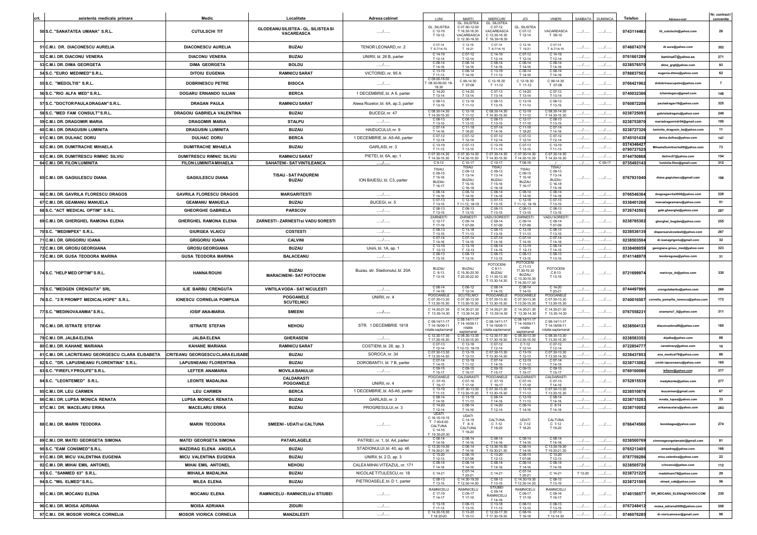| crt. | asistenta medicala primara | Medic | Localitate | Adresa cabinet | LUNI | MARTI | MIERCURI | JOI | VINERI | SAMBATA | DUMINICA | Telefon | Adresa e-mail | Nr. contract / conventie |
|---|---|---|---|---|---|---|---|---|---|---|---|---|---|---|
| 50 | S.C. "SANATATEA UMANA" S.R.L. | CUTULSCHI TIT | GLODEANU SILISTEA - GL. SILISTEA SI VACAREASCA | ...../..... | GL. SILISTEA C 12-19 T 10-12 | GL. SILISTEA C 07.00-12.00 T 16.30-18.30 VACAREASCA C 12.30-16.30 | GL. SILISTEA C 07-12 VACAREASCA C 12.30-16.30 T 16.30-18.30 | GL. SILISTEA C 07-12 T 12-14 | VACAREASCA T 08-10 | ...../..... | ...../..... | 0743114463 | tit_cutulschi@yahoo.com | 28 |
| 51 | C.M.I. DR. DIACONESCU AURELIA | DIACONESCU AURELIA | BUZAU | TENOR LEONARD, nr. 2 | C 07-14 T 6-7/14-15 | C 12-19 T 19-21 | C 07-14 T 6-7/14-15 | C 12-19 T 19-21 | C 07-14 T 6-7/14-15 | ...../..... | ...../..... | 0746074378 | dr.aura@yahoo.com | 302 |
| 52 | C.M.I. DR. DIACONU VENERA | DIACONU VENERA | BUZAU | UNIRII, bl. 26 B, parter | C 14-19 T 12-14 | C 07-12 T 12-14 | C 14-19 T 12-14 | C 07-12 T 12-14 | C 14-19 T 12-14 | ...../..... | ...../..... | 0761661289 | kamina47@yahoo.es | 271 |
| 53 | C.M.I. DR. DIMA GEORGETA | DIMA GEORGETA | BOLDU | ...../..... | C 08-14 T 14-16 | C 08-14 T 14-16 | C 08-14 T 14-16 | C 08-14 T 14-16 | C 08-14 T 14-16 | ...../..... | ...../..... | 0238576570 | dima_grgt@yahoo.com | 93 |
| 54 | S.C. "EURO MEDIMED" S.R.L. | DITOIU EUGENIA | RAMNICU SARAT | VICTORIEI, nr. 95 A | C 13-19 T 11-13 | C 08-14 T 14-16 | C 13-19 T 11-13 | C 08-14 T 14-16 | C 08-14 T 14-16 | ...../..... | ...../..... | 0788837503 | eugenia.ditoiu@yahoo.com | 62 |
| 55 | S.C. "MEDOLTIS" S.R.L. | DOBRINESCU PETRE | BISOCA | ...../..... | C 09.00-18.00 T 08.30-09.00; 18-18.30 | C 08-14.30 T 07-08 | C 12-18.30 T 11-12 | C 12-18.30 T 11-12 | C 08-14.30 T 07-08 | ...../..... | ...../..... | 0766421962 | drdobrinescupetre@yahoo.com | 7 |
| 56 | S.C. "RIO ALFA MED" S.R.L. | DOGARU ERNANDO IULIAN | BERCA | 1 DECEMBRIE, bl. A 6, parter | C 14-20 T 13-14 | C 14-20 T 13-14 | C 07-13 T 13-14 | C 14-20 T 13-14 | C 07-13 T 13-14 | ...../..... | ...../..... | 0740032366 | iuliandogaru@gmail.com | 148 |
| 57 | S.C. "DOCTOR PAULA DRAGAN" S.R.L. | DRAGAN PAULA | RAMNICU SARAT | Aleea Rozelor, bl. 4A, ap.3, parter | C 08-13 T 13-15 | C 13-18 T 11-13 | C 08-13 T 13-15 | C 13-18 T 11-13 | C 08-13 T 13-15 | ...../..... | ...../..... | 0760872208 | pauladragan16@yahoo.com | 325 |
| 58 | S.C. "MED FAM CONSULT" S.R.L. | DRAGOIU GABRIELA VALENTINA | BUZAU | BUCEGI, nr. 47 | C 08.30-14.30 T 14.30-15.30 | C 12-18 T 11-12 | C 08.30-14.30 T 14.30-15.30 | C 12-18 T 11-12 | C 08.30-14.30 T 14.30-15.30 | ...../..... | ...../..... | 0238725093 | gabrieladragoiu@yahoo.com | 249 |
| 59 | C.M.I. DR. DRAGOMIR MARIA | DRAGOMIR MARIA | STALPU | ...../..... | C 08-13 T 13-15 | C 08-13 T 13-15 | C 08-13 T 13-15 | C 12-17 T 17-19 | C 08-13 T 13-15 | ...../..... | ...../..... | 0238753970 | mariadragomirdr54@gmail.com | 100 |
| 60 | C.M.I. DR. DRAGUSIN LUMINITA | DRAGUSIN LUMINITA | BUZAU | HAIDUCULUI, nr. 9 | C 07-14 T 14-16 | C 11-18 T 18-20 | C 07-14 T 14-16 | C 11-18 T 18-20 | C 07-14 T 14-16 | ...../..... | ...../..... | 0238727326 | luminita_dragusin_bz@yahoo.com | 11 |
| 61 | C.M.I. DR. DULHAC DORU | DULHAC DORU | BERCA | 1 DECEMBRIE, bl. A5-A6, parter | C 07-12 T 12-14 | C 07-12 T 12-14 | C 07-12 T 12-14 | C 07-12 T 12-14 | C 07-12 T 12-14 | ...../..... | ...../..... | 0745101439 | doina.dulhac@yahoo.com | 147 |
| 62 | C.M.I. DR. DUMITRACHE MIHAELA | DUMITRACHE MIHAELA | BUZAU | GARLASI, nr. 3 | C 13-19 T 11-13 | C 07-13 T 13-15 | C 13-19 T 11-13 | C 07-13 T 13-15 | C 13-19 T 11-13 | ...../..... | ...../..... | 0374346427 0790727525 | MihaelaDumitrache09@yahoo.com | 73 |
| 63 | C.M.I. DR. DUMITRESCU RIMNIC SILVIU | DUMITRESCU RIMNIC SILVIU | RAMNICU SARAT | PIETEI, bl. 6A, ap. 1 | C 07.30-14.30 T 14.30-15.30 | C 07.30-14.30 T 14.30-15.30 | C 07.30-14.30 T 14.30-15.30 | C 07.30-14.30 T 14.30-15.30 | C 07.30-14.30 T 14.30-15.30 | ...../..... | ...../..... | 0744750868 | dsilviu57@yahoo.com | 154 |
| 64 | C.M.I. DR. FILON LUMINITA | FILON LUMINITA MIHAELA | SAHATENI - SAT VINTILEANCA | ...../..... | C 9-12 | C 10-17 | C 10-17 | T 08-18 | ...../..... | ...../..... | C 09-17 | 0735493143 | luminita.filon@gmail.com | 312 |
| 65 | C.M.I. DR. GAGIULESCU DIANA | GAGIULESCU DIANA | TISAU - SAT PADURENI BUZAU | ION BAIESU, bl. C3, parter | TISAU C 09-15 T 15-16 BUZAU T 16-17 | TISAU C 09-13 T 13-14 BUZAU T 15-16 C 16-18 | TISAU C 09-13 T 13-14 BUZAU T 15-16 C 16-18 | TISAU C 09-15 T 15-16 BUZAU T 16-17 | TISAU C 09-13 T 13-14 BUZAU C 16-18 T 15-16 | ...../..... | ...../..... | 0767931040 | diana.gagiulescu@gmail.com | 198 |
| 66 | C.M.I. DR. GAVRILA FLORESCU DRAGOS | GAVRILA FLORESCU DRAGOS | MARGARITESTI | ...../..... | C 08-14 T 14-16 | C 08-14 T 14-16 | C 08-14 T 14-16 | C 08-14 T 14-16 | C 08-14 T 14-16 | ...../..... | ...../..... | 0766546364 | dragosgavrila2006@yahoo.com | 228 |
| 67 | C.M.I. DR. GEAMANU MANUELA | GEAMANU MANUELA | BUZAU | BUCEGI, nr. 5 | C 07-13 T 13-15 | C 12-18 T 11-12; 18-19 | C 07-13 T 13-15 | C 12-18 T 11-12; 18-19 | C 07-13 T 13-15 | ...../..... | ...../..... | 0338401268 | manuelageamanu@yahoo.com | 51 |
| 68 | S.C. "ACT MEDICAL OPTIM" S.R.L. | GHEORGHE GABRIELA | PARSCOV | ...../..... | C 08-13 T 13-15 | C 08-13 T 13-15 | C 08-13 T 13-15 | C 08-13 T 13-15 | C 08-13 T 13-15 | ...../..... | ...../..... | 0726743503 | gabi.gheorghe@yahoo.com | 287 |
| 69 | C.M.I. DR. GHERGHEL RAMONA ELENA | GHERGHEL RAMONA ELENA | ZARNESTI - ZARNESTI si VADU SORESTI | ...../..... | ZARNESTI C 12-17 T 17-19 | ZARNESTI C 09-14 T 07-09 | VADU SORESTI C 09-14 T 07-09 | ZARNESTI C 09-14 T 07-09 | VADU SORESTI C 09-14 T 07-09 | ...../..... | ...../..... | 0238785302 | gherghel_bogdan@yahoo.com | 255 |
| 70 | S.C. "MEDIMPEX" S.R.L. | GIURGEA VLAICU | COSTESTI | ...../..... | C 08-13 T 13-15 | C 13-18 T 11-13 | C 08-13 T 13-15 | C 13-18 T 11-13 | C 08-13 T 13-15 | ...../..... | ...../..... | 0238536135 | dispensarulcostesti@yahoo.com | 267 |
| 71 | C.M.I. DR. GRIGORIU IOANA | GRIGORIU IOANA | CALVINI | ...../..... | C 07-14 T 14-16 | C 07-14 T 14-16 | C 07-14 T 14-16 | C 07-14 T 14-16 | C 07-14 T 14-16 | ...../..... | ...../..... | 0238505504 | dr.ioanagrigoriu@gmail.com | 32 |
| 72 | C.M.I. DR. GROSU GEORGIANA | GROSU GEORGIANA | BUZAU | Unirii, bl. 1A, ap. 1 | C 13-19 T 12-13 | C 13-19 T 12-13 | C 08-14 T 14-15 | C 13-19 T 12-13 | C 08-14 T 14-15 | ...../..... | ...../..... | 0338408059 | georgiana.grosu_med@yahoo.com | 323 |
| 73 | C.M.I. DR. GUSA TEODORA MARINA | GUSA TEODORA MARINA | BALACEANU | ...../..... | C 08-13 T 13-15 | C 08-13 T 13-15 | C 08-13 T 13-15 | C 08-13 T 13-15 | C 08-13 T 13-15 | ...../..... | ...../..... | 0741148970 | teodoragusa@yahoo.com | 31 |
| 74 | S.C. "HELP MED OPTIM" S.R.L. | HANNA ROUHI | BUZAU MARACINENI - SAT POTOCENI | Buzau, str. Stadionului, bl. 20A | BUZAU C 8-13 T 13-15 | BUZAU C 15.30-20.30 T 20.30-22.30 | POTOCENI C 8-11 BUZAU C 11.30-13.30 T 13.30-14.30 | POTOCENI C 11-13 17.30-19.30 BUZAU C 13.30-16.30 T 16.30-17.30 | POTOCENI C 8-13 T 13-15 | ...../..... | ...../..... | 0721699974 | maricrys_dr@yahoo.com | 330 |
| 75 | S.C. "MEDGEN CRENGUTA" SRL | ILIE BARBU CRENGUTA | VINTILA VODA - SAT NICULESTI | ...../..... | C 08-14 T 14-19 | C 06-12 T 12-14 | C 08-14 T 14-15 | C 08-14 T 14-15 | C 14-20 T 20-21 | ...../..... | ...../..... | 0744497995 | crengutabarbu@yahoo.com | 260 |
| 76 | S.C. "2 R PROMPT MEDICAL HOPE" S.R.L. | IONESCU CORNELIA POMPILIA | POGOANELE SCUTELNICI | UNIRII, nr. 4 | POGOANELE C 07.30-13.30 T 13.30-15.30 | SCUTELNICI C 07.30-13.30 T 13.30-15.30 | POGOANELE C 07.30-13.30 T 13.30-15.30 | POGOANELE C 07.30-13.30 T 13.30-15.30 | POGOANELE C 07.30-13.30 T 13.30-15.30 | ...../..... | ...../..... | 0740016507 | cornelia_pompilia_ionescu@yahoo.com | 173 |
| 77 | S.C. "MEDINOVA ANMA" S.R.L. | IOSIF ANA-MARIA | SMEENI | ...../..... | C 14.30-21.30 T 13.30-14.30 | C 14.30-21.30 T 13.30-14.30 | C 14.30-21.30 T 13.30-14.30 | C 14.30-21.30 T 13.30-14.30 | C 14.30-21.30 T 13.30-14.30 | ...../..... | ...../..... | 0767558231 | anamaria7_5@yahoo.com | 311 |
| 78 | C.M.I. DR. ISTRATE STEFAN | ISTRATE STEFAN | NEHOIU | STR. 1 DECEMBRIE 1918 | C 08-14/11-17 T 14-16/09-11 rotatie saptamanal | C 08-14/11-17 T 14-16/09-11 rotatie saptamanal | C 08-14/11-17 T 14-16/09-11 rotatie saptamanal | C 08-14/11-17 T 14-16/09-11 rotatie saptamanal | C 08-14/11-17 T 14-16/09-11 rotatie saptamanal | ...../..... | ...../..... | 0238504133 | diaconuelena90@yahoo.com | 185 |
| 79 | C.M.I. DR. JALBA ELENA | JALBA ELENA | GHERASENI | ...../..... | C 12.30-17.30 T 17.30-19.30 | C 08.30-13.30 T 13.30-15.30 | C 12.30-17.30 T 17.30-19.30 | C 08.30-13.30 T 13.30-15.30 | C 08.30-13.30 T 13.30-15.30 | ...../..... | ...../..... | 0238583353 | drjalba@yahoo.com | 88 |
| 80 | C.M.I. DR. KAHANE MARIANA | KAHANE MARIANA | RAMNICU SARAT | COSTIENI, bl. 28, ap. 3 | C 07-13 T 12-14 | C 13-18 T 12-13; 18-19 | C 07-12 T 12-14 | C 7-12 T 12-14 | C 07-12 T 12-14 | ...../..... | ...../..... | 0722854777 | nanelmary@yahoo.com | 10 |
| 81 | C.M.I. DR. LACRITEANU GEORGESCU CLARA ELISABETA | LACRITEANU GEORGESCU CLARA ELISABETA | BUZAU | SOROCA, nr. 34 | C 07.30-13.30 T 13.30-14.30 | C 13-19 T 12-13 | C 07.30-13.30 T 13.30-14.30 | C 13-19 T 12-13 | C 07.30-13.30 T 13.30-14.30 | ...../..... | ...../..... | 0238437853 | ana_medical79@yahoo.com | 86 |
| 82 | S.C. "DR. LAPUSNEANU FLORENTINA" S.R.L. | LAPUSNEANU FLORENTINA | BUZAU | DOROBANTI II, bl. 7 B, parter | C 07-14 T 14-15 | C 12-19 T 11-12 | C 07-14 T 14-15 | C 12-19 T 11-12 | C 07-14 T 14-15 | ...../..... | ...../..... | 0238713082 | cmidr.lapusneanu@yahoo.com | 165 |
| 83 | S.C. "FIREFLY PROLIFE" S.R.L. | LEFTER ANAMARIA | MOVILA BANULUI | ...../..... | C 09-15 T 15-17 | C 09-15 T 15-17 | C 09-15 T 15-17 | C 09-15 T 15-17 | C 09-15 T 15-17 | ...../..... | ...../..... | 0769100080 | leftamr@yahoo.com | 317 |
| 84 | S.C. "LEONTEMED" S.R.L. | LEONTE MADALINA | CALDARASTI POGOANELE | UNIRII, nr. 4 | POGOANELE C 07-15 T 16-17 | CALDARASTI C 07-16 T 17-18 | POGOANELE C 07-15 T 16-17 | CALDARASTI C 07-16 T 17-18 | CALDARASTI C 07-13 T 14-15 | ...../..... | ...../..... | 0752815539 | madyleonte@yahoo.com | 277 |
| 85 | C.M.I. DR. LEU CARMEN | LEU CARMEN | BERCA | 1 DECEMBRIE, bl. A5-A6, parter | C 13-19 T 11-13 | C 07.30-13.30 T 13.30-15.30 | C 07.30-13.30 T 13.30-15.30 | C 13-19 T 11-13 | C 07.30-13.30 T 13.30-15.30 | ...../..... | ...../..... | 0238510878 | leucarmen@gmail.com | 67 |
| 86 | C.M.I. DR. LUPSA MONICA RENATA | LUPSA MONICA RENATA | BUZAU | GARLASI, nr. 3 | C 08-14 T 14-16 | C 13-19 T 11-13 | C 08-14 T 14-16 | C 13-19 T 11-13 | C 08-14 T 14-16 | ...../..... | ...../..... | 0238715283 | renata_lupsa@yahoo.com | 33 |
| 87 | C.M.I. DR. MACELARU ERIKA | MACELARU ERIKA | BUZAU | PROGRESULUI, nr. 3 | C 14-20 T 12-14 | C 08-14 T 14-16 | C 14-20 T 12-14 | C 08-14 T 14-16 | C 8-14 T 14-16 | ...../..... | ...../..... | 0238710052 | erikamacelaru@yahoo.com | 283 |
| 88 | C.M.I. DR. MARIN TEODORA | MARIN TEODORA | SMEENI - UDATI si CALTUNA | ...../..... | UDATI C 16.15-19.15 T 7.00-8.00 CALTUNA C 14-16 T 19.30-20.30 | UDATI C 14-19 T 8-9 CALTUNA T 19-20 | CALTUNA C 7-12 T 18-20 | UDATI C 7-12 T 18-20 | CALTUNA C 7-12 T 18-20 | ...../..... | ...../..... | 0766474560 | teorebega@yahoo.com | 274 |
| 89 | C.M.I. DR. MATEI GEORGETA SIMONA | MATEI GEORGETA SIMONA | PATARLAGELE | PATRIEI, nr. 1, bl. A4, parter | C 08-14 T 14-16 | C 08-14 T 14-16 | C 08-14 T 14-16 | C 08-14 T 14-16 | C 08-14 T 14-16 | ...../..... | ...../..... | 0238500769 | simonageorgetamatei@gmail.com | 81 |
| 90 | S.C. "EAM CONSMED" S.R.L. | MAZDRAG ELENA ANGELA | BUZAU | STADIONULUI, bl. 40, ap. 46 | C 13.30-19.30 T 19.30-21.30 | C 08-14 T 14-16 | C 13.30-19.30 T 19.30-21.30 | C 08-14 T 14-16 | C 13.30-19.30 T 19.30-21.30 | ...../..... | ...../..... | 0765213405 | amazdrag@yahoo.com | 166 |
| 91 | C.M.I. DR. MICU VALENTINA EUGENIA | MICU VALENTINA EUGENIA | BUZAU | UNIRII, bl. 2 D, ap. 3 | C 13-20 T 12-13 | C 08-15 T 07-08 | C 13-20 T 12-13 | C 08-15 T 07-08 | C 13-20 T 12-13 | ...../..... | ...../..... | 0787759286 | micu.valentina@yahoo.com | 22 |
| 92 | C.M.I. DR. MIHAI EMIL ANTONEL | MIHAI EMIL ANTONEL | NEHOIU | CALEA MIHAI VITEAZUL, nr. 171 | C 08-14 T 14-16 | C 08-14 T 14-16 | C 08-14 T 14-16 | C 08-14 T 14-16 | C 08-14 T 14-16 | ...../..... | ...../..... | 0238505720 | crincenul@yahoo.com | 112 |
| 93 | S.C. "SANMED 63" S.R.L. | MIHAILA MADALINA | BUZAU | NICOLAE TITULESCU, nr. 18 | C 14-21 | C 07-14 T 20-21 | C 14-21 | C 07-14 T 20-21 | C 14-21 | T 12-20 | ...../..... | 0238721225 | madalinam76@yahoo.com | 29 |
| 94 | S.C. "MIL ELMED" S.R.L. | MILEA ELENA | BUZAU | PIETROASELE, bl. D 1, parter | C 08-13 T 13-15 | C 14.30-19.30 T 12.30-14.30 | C 08-13 T 13-15 | C 14.30-19.30 T 12.30-14.30 | C 08-13 T 13-15 | ...../..... | ...../..... | 0238721505 | elmed_cab@yahoo.com | 56 |
| 95 | C.M.I. DR. MOCANU ELENA | MOCANU ELENA | RAMNICELU - RAMNICELU si STIUBEI | ...../..... | RAMNICELU C 17-19 T 14-17 | RAMNICELU C 09-17 T 17-19 | STIUBEI C 09-14 RAMNICELU T 14-16 | RAMNICELU C 09-17 T 17-19 | RAMNICELU C 09-16 T 16-17 | ...../..... | ...../..... | 0740156577 | DR_MOCANU_ELENA@YAHOO.COM | 230 |
| 96 | C.M.I. DR. MOISA ADRIANA | MOISA ADRIANA | ZIDURI | ...../..... | C 13-18 T 11-13 | C 08-13 T 13-15 | C 13-18 T 11-13 | C 08-13 T 13-15 | C 08-13 T 13-15 | ...../..... | ...../..... | 0767248412 | moisa_adriana2009@yahoo.com | 208 |
| 97 | C.M.I. DR. MOSOR VIORICA CORNELIA | MOSOR VIORICA CORNELIA | MANZALESTI | ...../..... | C 14.30-18.30 T 18.30-20 | C 13-20 T 10-13 | C 12.30-17.30 T 17.30-19.30 | C 08-16 T 16-18 | C 07-13 T 13-14.30 | ...../..... | ...../..... | 0746076285 | dr.vioricamosor@gmail.com | 98 |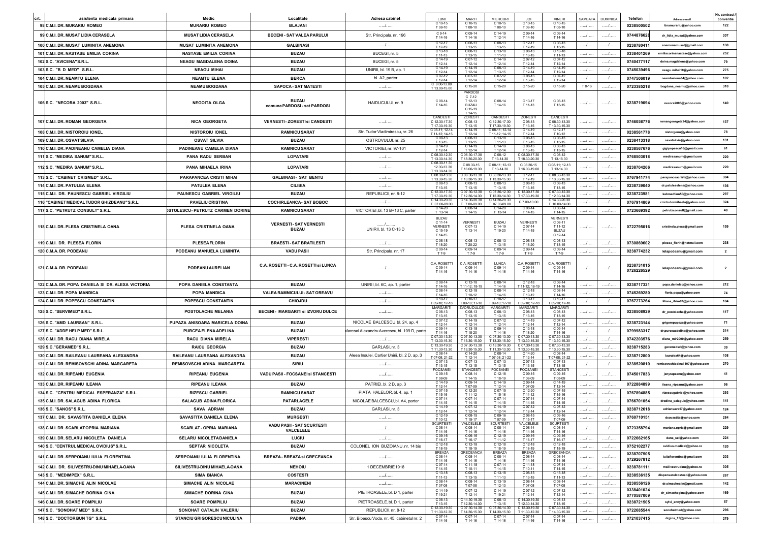| crt. | asistenta medicala primara | Medic | Localitate | Adresa cabinet | LUNI | MARTI | MIERCURI | JOI | VINERI | SAMBATA | DUMINICA | Telefon | Adresa e-mail | Nr. contract / conventie |
|---|---|---|---|---|---|---|---|---|---|---|---|---|---|---|
| 98 | C.M.I. DR. MURARIU ROMEO | MURARIU ROMEO | BLAJANI | ...../..... | C 10-15 T 08-10 | C 10-15 T 08-10 | C 10-15 T 08-10 | C 10-15 T 08-10 | C 10-15 T 08-10 | ...../..... | ...../..... | 0238500502 | tinamurariu@yahoo.com | 122 |
| 99 | C.M.I. DR. MUSAT LIDIA CERASELA | MUSAT LIDIA CERASELA | BECENI - SAT VALEA PARULUI | Str. Principala, nr. 196 | C 9-14 T 14-16 | C 09-14 T 14-16 | C 14-19 T 12-14 | C 09-14 T 14-16 | C 09-14 T 14-16 | | | 0744876628 | dr_lidia_musat@yahoo.com | 307 |
| 100 | C.M.I. DR. MUSAT LUMINITA ANEMONA | MUSAT LUMINITA ANEMONA | GALBINASI | ...../..... | C 12-17 T 17-19 | C 08-13 T 13-15 | C 08-13 T 13-15 | C 12-17 T 17-19 | C 08-13 T 13-15 | ...../..... | ...../..... | 0238780411 | anemonamusat@gmail.com | 138 |
| 101 | C.M.I. DR. NASTASE EMILIA CORINA | NASTASE EMILIA CORINA | BUZAU | BUCEGI, nr. 5 | C 13-18 T 11-13 | C 08-13 T 13-15 | C 13-18 T 11-13 | C 08-13 T 13-15 | C 13-18 T 11-13 | ...../..... | ...../..... | 0338401269 | emiliacorinanastase@yahoo.com | 252 |
| 102 | S.C. "AVICENA" S.R.L. | NEAGU MAGDALENA DOINA | BUZAU | BUCEGI, nr. 5 | C 14-19 T 12-14 | C 07-12 T 12-14 | C 14-19 T 12-14 | C 07-12 T 12-14 | C 07-12 T 12-14 | ...../..... | ...../..... | 0740477117 | doina.magdalena@yahoo.com | 79 |
| 103 | S.C. "B D MED" S.R.L. | NEAGU MIHAI | BUZAU | UNIRII, bl. 19 B, ap. 1 | C 14-19 T 12-14 | C 14-19 T 12-14 | C 08-13 T 13-15 | C 14-19 T 12-14 | C 14-19 T 12-14 | ...../..... | ...../..... | 0745039496 | neagu.mihai10@yahoo.com | 275 |
| 104 | C.M.I. DR. NEAMTU ELENA | NEAMTU ELENA | BERCA | bl. A2, parter | C 07-12 T 12-14 | C 07-12 T 12-14 | C 07-12 T 12-14 | C 08-13 T 13-15 | C 07-12 T 12-14 | ...../..... | ...../..... | 0747506019 | neamtuelena64@yahoo.com | 102 |
| 105 | C.M.I. DR. NEAMU BOGDANA | NEAMU BOGDANA | SAPOCA - SAT MATESTI | ...../..... | C 8.00-13.00 T 13.00-15.00 | C 15-20 | C 15-20 | C 15-20 | C 15-20 | T 8-16 | ...../..... | 0723385218 | bogdana_neamu@yahoo.com | 310 |
| 106 | S.C. "NECORA 2003" S.R.L. | NEGOITA OLGA | BUZAU comuna PARDOSI - sat PARDOSI | HAIDUCULUI, nr. 9 | C 08-14 T 14-16 | PARDOSI C 7-12 T 12-13 BUZAU C 15-19 T 14-15 | C 08-14 T 14-16 | C 13-17 T 11-13 | C 08-13 T 13-15 | ...../..... | ...../..... | 0238719094 | necora2003@yahoo.com | 140 |
| 107 | C.M.I. DR. ROMAN GEORGETA | NICA GEORGETA | VERNESTI - ZORESTI si CANDESTI | ...../..... | CANDESTI C 12.30-17.30 T 17.30-19.30 | ZORESTI C 08-13 T 13-15 | CANDESTI C 12.30-17.30 T 17.30-19.30 | ZORESTI C 08-13 T 13-15 | CANDESTI C 08.30-13.30 T 13.30-15.30 | ...../..... | ...../..... | 0746058776 | romangeorgeta24@yahoo.com | 137 |
| 108 | C.M.I. DR. NISTOROIU IONEL | NISTOROIU IONEL | RAMNICU SARAT | Str. Tudor Vladimirescu, nr. 26 | C 08-11; 12-14 T 11-12; 14-15 | C 14-19 T 12-14 | C 08-11; 12-14 T 11-12; 14-15 | C 14-19 T 12-14 | C 12-17 T 10-12 | ...../..... | ...../..... | 0238561778 | nistorgenu@yahoo.com | 78 |
| 109 | C.M.I. DR. OSVAT SILVIA | OSVAT SILVIA | BUZAU | OSTROVULUI, nr. 25 | C 08-13 T 13-15 | C 08-13 T 13-15 | C 13-18 T 11-13 | C 08-13 T 13-15 | C 08-13 T 13-15 | ...../..... | ...../..... | 0238413318 | osvatsilvia@yahoo.com | 131 |
| 110 | C.M.I. DR. PADINEANU CAMELIA DIANA | PADINEANU CAMELIA DIANA | RAMNICU SARAT | VICTORIEI, nr. 97-101 | C 14-19 T 12-14 | C 14-19 T 12-14 | C 14-19 T 12-14 | C 08-13 T 13-15 | C 08-13 T 13-15 | ...../..... | ...../..... | 0238567676 | gigipopescu16@gmail.com | 61 |
| 111 | S.C. "MEDIRA SANUM" S.R.L. | PANA RADU SERBAN | LOPATARI | ...../..... | C 08.30-12.30 T 13.30-14.30 | C 08.30-17.30 T 18.30-20.30 | C 08-12 T 13-14.30 | C 08.30-17.30 T 18.30-20.30 | C 08-12 T 13-16.30 | ...../..... | ...../..... | 0768503018 | medirasanum@gmail.com | 220 |
| 112 | S.C. "MEDIRA SANUM" S.R.L. | PANA MIHAELA IRINA | LOPATARI | ...../..... | C 08.30-11.30 12.30-13.30 T 13.30-14.30 | C 08.30-15 T 16.00-19.30 | C 08-11; 12-13 T 13-14.30 | C 08.30-15 T 16.00-19.00 | C 08-11; 12-13 T 13-14.30 | ...../..... | ...../..... | 0238704266 | medirasanum@gmail.com | 220 |
| 113 | S.C. "CABINET CRISMED" S.R.L. | PARAPANCEA CRISTI MIHAI | GALBINASI - SAT BENTU | ...../..... | C 08.30-13.30 T 13.30-15.30 | C 08.30-13.30 T 13.30-15.30 | C 08.30-13.30 T 13.30-15.30 | C 12-17 T 17-19 | C 08.30-13.30 T 13.30-15.30 | ...../..... | ...../..... | 0767941774 | parapanceacristi@yahoo.com | 304 |
| 114 | C.M.I. DR. PATULEA ELENA | PATULEA ELENA | CILIBIA | ...../..... | C 08-13 T 13-15 | C 08-13 T 13-15 | C 08-13 T 13-15 | C 08-13 T 13-15 | C 08-13 T 13-15 | ...../..... | ...../..... | 0238739040 | dr.patuleaelena@yahoo.com | 136 |
| 115 | C.M.I. DR. PAUNESCU GABRIEL VIRGILIU | PAUNESCU GABRIEL VIRGILIU | BUZAU | REPUBLICII, nr. 8-12 | C 12.30-17.30 T 17.30-19.30 | C 07.30-12.30 T 12.30-14.30 | C 07.30-12.30 T 12.30-14.30 | C 12.30-17.30 T 17.30-19.30 | C 07.30-12.30 T 12.30-14.30 | ...../..... | ...../..... | 0238723981 | kabmedfam50@yahoo.com | 297 |
| 116 | "CABINET MEDICAL TUDOR GHIZDEANU" S.R.L. | PAVELIU CRISTINA | COCHIRLEANCA - SAT BOBOC | ...../..... | C 14.30-20.30 T 07.00-09.00 | C 14.30-20.30 T 7.00-09.00 | C 14.30-20.30 T 07.00-09.00 | C 7.00-13.00 | C 14.30-20.30 T 10.00-14.00 | ...../..... | ...../..... | 0767914809 | cmi.tudormihaela@yahoo.com | 324 |
| 117 | S.C. "PETRUTZ CONSULT" S.R.L. | POSTOLESCU - PETRUTZ CARMEN DORINE | RAMNICU SARAT | VICTORIEI, bl. 13 B+13 C, parter | C 14-20 T 13-14 | C 08-14 T 14-15 | C 14-20 T 13-14 | C 08-14 T 14-15 | C 08-14 T 14-15 | ...../..... | ...../..... | 0723669392 | petrutzconsult@gmail.com | 48 |
| 118 | C.M.I. DR. PLESA CRISTINELA OANA | PLESA CRISTINELA OANA | VERNESTI - SAT VERNESTI BUZAU | ...../........ UNIRII, bl. 13 C-13 D | BUZAU C 11-14 VERNESTI C 15-19 T 14-15 | VERNESTI C 07-13 T 13-14 | BUZAU C 14-19 T 19-20 | VERNESTI C 07-14 T 14-15 | VERNESTI C 08-11 T 11-12 BUZAU C 12-14 | ...../..... | ...../..... | 0722795016 | cristinela.plesa@gmail.com | 159 |
| 119 | C.M.I. DR. PLESEA FLORIN | PLESEA FLORIN | BRAESTI - SAT BRATILESTI | ...../..... | C 08-18 T 18-20 | C 08-13 T 20-22 | C 08-13 T 13-15 | C 08-18 T 18-20 | C 08-13 T 13-15 | ...../..... | ...../..... | 0730869602 | plesea_florin@hotmail.com | 238 |
| 120 | C.M.A. DR. PODEANU | PODEANU MANUELA LUMINITA | VADU PASII | Str. Principala, nr. 17 | C 09-14 T 7-9 | C 09-14 T 7-9 | C 09-14 T 7-9 | C 09-14 T 7-9 | C 09-14 T 7-9 | ...../..... | ...../..... | 0238774232 | lelapodeanu@gmail.com | 2 |
| 121 | C.M.A. DR. PODEANU | PODEANU AURELIAN | C.A. ROSETTI - C.A. ROSETTI si LUNCA | ...../..... | C.A. ROSETTI C 09-14 T 14-16 | C.A. ROSETTI C 09-14 T 14-16 | LUNCA C 09-14 T 14-16 | C.A. ROSETTI C 09-14 T 14-16 | C.A. ROSETTI C 09-14 T 14-16 | ...../..... | ...../..... | 0238731015 0726226529 | lelapodeanu@gmail.com | 2 |
| 122 | C.M.A. DR. POPA DANIELA SI DR. ALEXA VICTORIA | POPA DANIELA CONSTANTA | BUZAU | UNIRII, bl. 6C, ap. 1, parter | C 08-14 T 14-16 | C 12-18 T 11-12; 18-19 | C 08-14 T 14-16 | C 12-18 T 11-12; 18-19 | C 08-14 T 14-16 | ...../..... | ...../..... | 0238717321 | popa.danielac@yahoo.com | 212 |
| 123 | C.M.I. DR. POPA MANDICA | POPA MANDICA | VALEA RAMNICULUI - SAT OREAVU | ...../..... | C 08-14 T 14-16 | C 12-18 T 10-12 | C 08-14 T 14-16 | C 12-18 T 10-12 | C 08-14 T 14-16 | ...../..... | ...../..... | 0745269280 | floria.popa@yahoo.com | 74 |
| 124 | C.M.I. DR. POPESCU CONSTANTIN | POPESCU CONSTANTIN | CHIOJDU | ...../..... | C 10-17 T 09-10; 17-18 | C 10-17 T 09-10; 17-18 | C 10-17 T 09-10; 17-18 | C 10-17 T 09-10; 17-18 | C 10-17 T 09-10; 17-18 | ...../..... | ...../..... | 0767273264 | liliana_ifrim87@yahoo.com | 184 |
| 125 | S.C. "SERVIMED" S.R.L. | POSTOLACHE MELANIA | BECENI - MARGARITI si IZVORU DULCE | ...../..... | MARGARITI C 08-13 T 13-15 | IZVORU DULCE C 08-13 T 13-15 | MARGARITI C 08-13 T 13-15 | MARGARITI C 08-13 T 13-15 | MARGARITI C 08-13 T 13-15 | ...../..... | ...../..... | 0238508929 | dr_postolache@yahoo.com | 117 |
| 126 | S.C. "AMD LAURSAN" S.R.L. | PUPAZA ANISOARA MARICELA DOINA | BUZAU | NICOLAE BALCESCU, bl. 24, ap. 4 | C 07-12 T 12-14 | C 14-19 T 12-14 | C 07-12 T 12-14 | C 14-19 T 12-14 | C 07-12 T 12-14 | ...../..... | ...../..... | 0238723144 | grigorepupaza@yahoo.com | 71 |
| 127 | S.C. "ADDE HELP MED" S.R.L. | PURCEA ELENA ADELINA | BUZAU | Maresal Alexandru Averescu, bl. 109 D, parter | C 09-14 T 14-16 | C 13-18 T 18-20 | C 09-14 T 14-16 | C 13-18 T 18-20 | C 09-14 T 14-16 | ...../..... | ...../..... | 0799983317 | dr.purceaadelina@yahoo.com | 314 |
| 128 | C.M.I. DR. RACU DIANA MIRELA | RACU DIANA MIRELA | VIPERESTI | ...../..... | C 07.30-13.30 T 13.30-15.30 | C 07.30-13.30 T 13.30-15.30 | C 07.30-13.30 T 13.30-15.30 | C 07.30-13.30 T 13.30-15.30 | C 07.30-13.30 T 13.30-15.30 | ...../..... | ...../..... | 0742203576 | diana_mir2000@yahoo.com | 259 |
| 129 | S.C. "GERAMED" S.R.L. | RAICU GEORGIA | BUZAU | GARLASI, nr. 3 | C 13.30-19.30 T 11.30-13.30 | C 07.30-13.30 T 13.30-15.30 | C 13.30-19.30 T 11.30-13.30 | C 07.30-13.30 T 13.30-15.30 | C 07.30-13.30 T 13.30-15.30 | ...../..... | ...../..... | 0238715283 | geramedsrl@yahoo.com | 39 |
| 130 | C.M.I. DR. RAILEANU LAUREANA ALEXANDRA | RAILEANU LAUREANA ALEXANDRA | BUZAU | Aleea Insulei, Cartier Unirii, bl. 2 D, ap. 3 | C 08-14 T 07-08; 21-22 | C 14-20 T 12-14 | C 08-14 T 07-08; 21-22 | C 14-20 T 12-14 | C 08-14 T 07-08; 21-22 | ...../..... | ...../..... | 0238712800 | lauralex64@yahoo.com | 108 |
| 131 | C.M.I. DR. REMISOVSCHI ADINA MARGARETA | REMISOVSCHI ADINA MARGARETA | SIRIU | ...../..... | C 07-13 T 13-15 | C 07-13 T 13-15 | C 07-13 T 13-15 | C 07-13 T 13-15 | C 07-13 T 13-15 | ...../..... | ...../..... | 0238520810 | remisovschiadina1107@yahoo.com | 270 |
| 132 | C.M.I. DR. RIPEANU EUGENIA | RIPEANU EUGENIA | VADU PASII - FOCSANEI si STANCESTI | ...../..... | FOCSANEI C 09-15 T 08-09 | STANCESTI C 08-14 T 14-15 | FOCSANEI C 12-18 T 18-19 | FOCSANEI C 09-15 T 08-09 | STANCESTI C 09-15 T 08-09 | ...../..... | ...../..... | 0745017833 | jenyrapeanu@yahoo.com | 41 |
| 133 | C.M.I. DR. RIPEANU ILEANA | RIPEANU ILEANA | BUZAU | PATRIEI, bl. 2 D, ap. 3 | C 14-19 T 12-14 | C 09-14 T 07-09 | C 14-19 T 12-14 | C 09-14 T 07-09 | C 14-19 T 12-14 | ...../..... | ...../..... | 0722884899 | ileana_ripeanu@yahoo.com | 96 |
| 134 | S.C. "CENTRU MEDICAL ESPERANZA" S.R.L. | RIZESCU GABRIEL | RAMNICU SARAT | PIATA HALELOR, bl. 4, ap. 1 | C 07-15 T 15-16 | C 12-20 T 11-12 | C 07-15 T 15-16 | C 12-20 T 11-12 | C 07-15 T 15-16 | ...../..... | ...../..... | 0767894885 | rizescugabriel@yahoo.com | 293 |
| 135 | C.M.I. DR. SALAGUB ADINA FLORICA | SALAGUB ADINA FLORICA | PATARLAGELE | NICOLAE BALCESCU, bl. A4, parter | C 07-14 T 14-15 | C 07-14 T 14-15 | C 07-14 T 14-15 | C 07-14 T 14-15 | C 07-14 T 14-15 | ...../..... | ...../..... | 0766701054 | dradina_salagub@yahoo.com | 141 |
| 136 | S.C. "SANOS" S.R.L. | SAVA ADRIAN | BUZAU | GARLASI, nr. 3 | C 14-19 T 12-14 | C 07-12 T 12-14 | C 14-19 T 12-14 | C 07-12 T 12-14 | C 07-12 T 12-14 | ...../..... | ...../..... | 0238712618 | adriansava57@yahoo.com | 124 |
| 137 | C.M.I. DR. SAVASTITA DANIELA ELENA | SAVASTITA DANIELA ELENA | MURGESTI | ...../..... | C 12-19 T 10-12 | C 08-15 T 15-17 | C 09-16 T 07-09 | C 08-15 T 15-17 | C 09-16 T 07-09 | ...../..... | ...../..... | 0760710151 | dsavastita@yahoo.com | 284 |
| 138 | C.M.I. DR. SCARLAT OPRIA MARIANA | SCARLAT - OPRIA MARIANA | VADU PASII - SAT SCURTESTI VALCELELE | ...../..... | SCURTESTI C 08-14 T 14-16 | VALCELELE C 08-14 T 14-16 | SCURTESTI C 08-14 T 14-16 | VALCELELE C 08-14 T 14-16 | SCURTESTI C 08-14 T 14-16 | ...../..... | ...../..... | 0723358794 | mariana.opria@gmail.com | 229 |
| 139 | C.M.I. DR. SELARU NICOLETA DANIELA | SELARU NICOLETA DANIELA | LUCIU | ...../..... | C 09-16 T 16-17 | C 09-16 T 16-17 | C 12-19 T 11-12 | C 09-16 T 16-17 | C 09-16 T 16-17 | ...../..... | ...../..... | 0722662165 | dana_sel@yahoo.com | 224 |
| 140 | S.C. "CENTRUL MEDICAL OVIDIUS" S.R.L. | SEPTAR NICOLETA | BUZAU | COLONEL ION BUZOIANU, nr. 14 bis | C 12-18 T 18-19 | C 12-18 T 18-19 | C 12-18 T 18-19 | C 12-18 T 18-19 | C 12-18 T 18-19 | ...../..... | ...../..... | 0752102277 | ovidius.medical@yahoo.ro | 120 |
| 141 | C.M.I. DR. SERPOIANU IULIA FLORENTINA | SERPOIANU IULIA FLORENTINA | BREAZA - BREAZA si GRECEANCA | ...../..... | BREAZA C 08-14 T 14-16 | GRECEANCA C 08-14 T 14-16 | BREAZA C 08-14 T 14-16 | BREAZA C 08-14 T 14-16 | GRECEANCA C 08-14 T 14-16 | ...../..... | ...../..... | 0238707505 0729267812 | iuliaflorentina@gmail.com | 203 |
| 142 | C.M.I. DR. SILIVESTRU-DINU MIHAELA-OANA | SILIVESTRU-DINU MIHAELA-OANA | NEHOIU | 1 DECEMBRIE 1918 | C 07-14 T 14-15 | C 11-18 T 10-11 | C 07-14 T 14-15 | C 11-18 T 10-11 | C 07-14 T 14-15 | ...../..... | ...../..... | 0238781111 | msilivestrudinu@yahoo.ro | 305 |
| 143 | S.C. "MEDIMPEX" S.R.L. | SIMA BIANCA | COSTESTI | ...../..... | C 13-18 T 11-13 | C 08-13 T 13-15 | C 13-18 T 11-13 | C 08-13 T 13-15 | C 13-18 T 11-13 | ...../..... | ...../..... | 0238536135 | dispensarulcostesti@yahoo.com | 267 |
| 144 | C.M.I. DR. SIMACHE ALIN NICOLAE | SIMACHE ALIN NICOLAE | MARACINENI | ...../..... | C 08-14 T 07-08 | C 08-14 T 07-08 | C 13-19 T 12-13 | C 08-14 T 07-08 | C 08-14 T 07-08 | ...../..... | ...../..... | 0238556126 | dr.simachealin@gmail.com | 142 |
| 145 | C.M.I. DR. SIMACHE DORINA GINA | SIMACHE DORINA GINA | BUZAU | PIETROASELE, bl. D 1, parter | C 14-19 T 19-21 | C 07-12 T 12-14 | C 14-19 T 19-21 | C 07-12 T 12-14 | C 07-12 T 12-14 | ...../..... | ...../..... | 0338401024 0770587009 | dr_simachegina@yahoo.com | 169 |
| 146 | C.M.I. DR. SOARE POMPILIU | SOARE POMPILIU | BUZAU | PIETROASELE, bl. D 1, parter | C 08-13 T 13-15 | C 14.30-19.30 T 12.30-14.30 | C 08-13 T 13-15 | C 14.30-19.30 T 12.30-14.30 | C 08-13 T 13-15 | ...../..... | ...../..... | 0238721505 | sylvi_anny@yahoo.com | 57 |
| 147 | S.C. "SONOHAT MED" S.R.L | SONOHAT CATALIN VALERIU | BUZAU | REPUBLICII, nr. 8-12 | C 12.30-19.30 T 11.30-12.30 | C 07.30-14.30 T 14.30-15.30 | C 07.30-14.30 T 14.30-15.30 | C 12.30-19.30 T 11.30-12.30 | C 07.30-14.30 T 14.30-15.30 | ...../..... | ...../..... | 0722685544 | sonohatmed@yahoo.com | 296 |
| 148 | S.C. "DOCTOR BUN TG" S.R.L. | STANCIU GRIGORESCU NICULINA | PADINA | Str. Bibescu Voda, nr. 45, cabinetul nr. 2 | C 07-14 T 14-16 | C 07-14 T 14-16 | C 07-14 T 14-16 | C 07-14 T 14-16 | C 07-14 T 14-16 | ...../..... | ...../..... | 0721037415 | drgina_15@yahoo.com | 279 |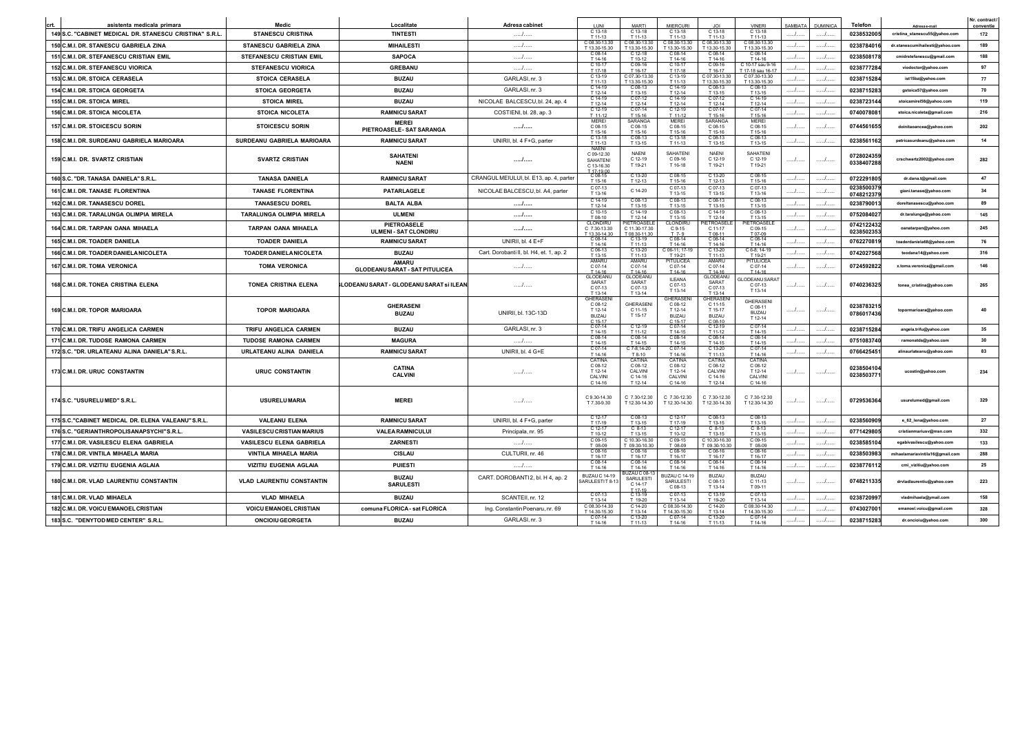| crt. | asistenta medicala primara | Medic | Localitate | Adresa cabinet | LUNI | MARTI | MIERCURI | JOI | VINERI | SAMBATA | DUMINICA | Telefon | Adresa-mail | Nr. contract / conventie |
|---|---|---|---|---|---|---|---|---|---|---|---|---|---|---|
| 149 | S.C. "CABINET MEDICAL DR. STANESCU CRISTINA" S.R.L. | STANESCU CRISTINA | TINTESTI | ...../..... | C 13-18 T 11-13 | C 13-18 T 11-13 | C 13-18 T 11-13 | C 13-18 T 11-13 | C 13-18 T 11-13 | ...../..... | ...../..... | 0238532005 | cristina_stanescu55@yahoo.com | 172 |
| 150 | C.M.I. DR. STANESCU GABRIELA ZINA | STANESCU GABRIELA ZINA | MIHAILESTI | ...../..... | C 08.30-13.30 T 13.30-15.30 | C 08.30-13.30 T 13.30-15.30 | C 08.30-13.30 T 13.30-15.30 | C 08.30-13.30 T 13.30-15.30 | C 08.30-13.30 T 13.30-15.30 | ...../..... | ...../..... | 0238784016 | dr.stanescumihailesti@yahoo.com | 189 |
| 151 | C.M.I. DR. STEFANESCU CRISTIAN EMIL | STEFANESCU CRISTIAN EMIL | SAPOCA | ...../..... | C 08-14 T 14-16 | C 12-18 T 10-12 | C 08-14 T 14-16 | C 08-14 T 14-16 | C 08-14 T 14-16 | ...../..... | ...../..... | 0238508178 | cmidrstefanescu@gmail.com | 188 |
| 152 | C.M.I. DR. STEFANESCU VIORICA | STEFANESCU VIORICA | GREBANU | ...../..... | C 10-17 T 17-18 | C 09-16 T 16-17 | C 10-17 T 17-18 | C 09-16 T 16-17 | C 10-17 sau 9-16 T 17-18 sau 16-17 | ...../..... | ...../..... | 0238777284 | viodoctor@yahoo.com | 97 |
| 153 | C.M.I. DR. STOICA CERASELA | STOICA CERASELA | BUZAU | GARLASI, nr. 3 | C 13-19 T 11-13 | C 07.30-13.30 T 13.30-15.30 | C 13-19 T 11-13 | C 07.30-13.30 T 13.30-15.30 | C 07.30-13.30 T 13.30-15.30 | ...../..... | ...../..... | 0238715284 | ist15bz@yahoo.com | 77 |
| 154 | C.M.I. DR. STOICA GEORGETA | STOICA GEORGETA | BUZAU | GARLASI, nr. 3 | C 14-19 T 12-14 | C 08-13 T 13-15 | C 14-19 T 12-14 | C 08-13 T 13-15 | C 08-13 T 13-15 | ...../..... | ...../..... | 0238715283 | gstoica57@yahoo.com | 70 |
| 155 | C.M.I. DR. STOICA MIREL | STOICA MIREL | BUZAU | NICOLAE BALCESCU, bl. 24, ap. 4 | C 14-19 T 12-14 | C 07-12 T 12-14 | C 14-19 T 12-14 | C 07-12 T 12-14 | C 14-19 T 12-14 | ...../..... | ...../..... | 0238723144 | stoicamirel58@yahoo.com | 119 |
| 156 | C.M.I. DR. STOICA NICOLETA | STOICA NICOLETA | RAMNICU SARAT | COSTIENI, bl. 28, ap. 3 | C 12-19 T 11-12 | C 07-14 T 15-16 | C 12-19 T 11-12 | C 07-14 T 15-16 | C 07-14 T 15-16 | ...../..... | ...../..... | 0740078081 | stoica.nicoleta@gmail.com | 216 |
| 157 | C.M.I. DR. STOICESCU SORIN | STOICESCU SORIN | MEREI PIETROASELE - SAT SARANGA | ...../..... | MEREI C 08-15 T 15-16 | SARANGA C 08-15 T 15-16 | MEREI C 08-15 T 15-16 | SARANGA C 08-15 T 15-16 | MEREI C 08-15 T 15-16 | ...../..... | ...../..... | 0744561655 | doinitaoancea@yahoo.com | 202 |
| 158 | C.M.I. DR. SURDEANU GABRIELA MARIOARA | SURDEANU GABRIELA MARIOARA | RAMNICU SARAT | UNIRII, bl. 4 F+G, parter | C 13-18 T 11-13 | C 08-13 T 13-15 | C 13-18 T 11-13 | C 08-13 T 13-15 | C 08-13 T 13-15 | ...../..... | ...../..... | 0238561162 | petricasurdeanu@yahoo.com | 14 |
| 159 | C.M.I. DR. SVARTZ CRISTIAN | SVARTZ CRISTIAN | SAHATENI NAENI | ...../..... | NAENI C 09-12.30 SAHATENI C 13-16.30 T 17-19.00 | NAENI C 12-19 T 19-21 | SAHATENI C 09-16 T 16-18 | NAENI C 12-19 T 19-21 | SAHATENI C 12-19 T 19-21 | ...../..... | ...../..... | 0728024359 0338407288 | crschwartz2002@yahoo.com | 282 |
| 160 | S.C. "DR. TANASA DANIELA" S.R.L. | TANASA DANIELA | RAMNICU SARAT | CRANGUL MEIULUI, bl. E13, ap. 4, parter | C 08-15 T 15-16 | C 13-20 T 12-13 | C 08-15 T 15-16 | C 13-20 T 12-13 | C 08-15 T 15-16 | ...../..... | ...../..... | 0722291805 | dr.dana.t@gmail.com | 47 |
| 161 | C.M.I. DR. TANASE FLORENTINA | TANASE FLORENTINA | PATARLAGELE | NICOLAE BALCESCU, bl. A4, parter | C 07-13 T 13-16 | C 14-20 | C 07-13 T 13-15 | C 07-13 T 13-15 | C 07-13 T 13-16 | ...../..... | ...../..... | 0238500379 0748212379 | giani.tanase@yahoo.com | 34 |
| 162 | C.M.I. DR. TANASESCU DOREL | TANASESCU DOREL | BALTA ALBA | ...../..... | C 14-19 T 12-14 | C 08-13 T 13-15 | C 08-13 T 13-15 | C 08-13 T 13-15 | C 08-13 T 13-15 | ...../..... | ...../..... | 0238790013 | doreltanasescu@yahoo.com | 89 |
| 163 | C.M.I. DR. TARALUNGA OLIMPIA MIRELA | TARALUNGA OLIMPIA MIRELA | ULMENI | ...../..... | C 10-15 T 08-10 | C 14-19 T 12-14 | C 08-13 T 13-15 | C 14-19 T 12-14 | C 08-13 T 13-15 | ...../..... | ...../..... | 0752084027 | dr.taralunga@yahoo.com | 145 |
| 164 | C.M.I. DR. TARPAN OANA MIHAELA | TARPAN OANA MIHAELA | PIETROASELE ULMENI - SAT CLONDIRU | ...../..... | CLONDIRU C 7.30-13.30 T 13.30-14.30 | PIETROASELE C 11.30-17.30 T 08.30-11.30 | CLONDIRU C 9-15 T 7-9 | PIETROASELE C 11-17 T 08-11 | PIETROASELE C 09-15 T 07-09 | ...../..... | ...../..... | 0742122432 0238502353 | oanatarpan@yahoo.com | 245 |
| 165 | C.M.I. DR. TOADER DANIELA | TOADER DANIELA | RAMNICU SARAT | UNIRII, bl. 4 E+F | C 08-14 T 14-16 | C 13-19 T 11-13 | C 08-14 T 14-16 | C 08-14 T 14-16 | C 08-14 T 14-16 | ...../..... | ...../..... | 0762270819 | toaderdaniela68@yahoo.com | 76 |
| 166 | C.M.I. DR. TOADER DANIELA NICOLETA | TOADER DANIELA NICOLETA | BUZAU | Cart. Dorobanti II, bl. H4, et. 1, ap. 2 | C 08-13 T 13-15 | C 13-20 T 11-13 | C 06-11; 17-19 T 19-21 | C 13-20 T 11-13 | C 6-8; 14-19 T 19-21 | ...../..... | ...../..... | 0742027568 | teodana14@yahoo.com | 316 |
| 167 | C.M.I. DR. TOMA VERONICA | TOMA VERONICA | AMARU GLODEANU SARAT - SAT PITULICEA | ...../..... | AMARU C 07-14 T 14-16 | AMARU C 07-14 T 14-16 | PITULICEA C 07-14 T 14-16 | AMARU C 07-14 T 14-16 | PITULICEA C 07-14 T 14-16 | ...../..... | ...../..... | 0724592822 | x.toma.veronica@gmail.com | 146 |
| 168 | C.M.I. DR. TONEA CRISTINA ELENA | TONEA CRISTINA ELENA | GLODEANU SARAT - GLODEANU SARAT si ILEANA | ...../..... | GLODEANU SARAT C 07-13 T 13-14 | GLODEANU SARAT C 07-13 T 13-14 | ILEANA C 07-13 T 13-14 | GLODEANU SARAT C 07-13 T 13-14 | GLODEANU SARAT C 07-13 T 13-14 | ...../..... | ...../..... | 0740236325 | tonea_cristina@yahoo.com | 265 |
| 169 | C.M.I. DR. TOPOR MARIOARA | TOPOR MARIOARA | GHERASENI BUZAU | UNIRII, bl. 13C-13D | GHERASENI C 08-12 T 12-14 BUZAU C 15-17 | GHERASENI C 11-15 T 15-17 | GHERASENI C 08-12 T 12-14 BUZAU C 15-17 | GHERASENI C 11-15 T 15-17 BUZAU C 08-10 | GHERASENI C 08-11 BUZAU T 12-14 | ...../..... | ...../..... | 0238783215 0786017436 | topormarioara@yahoo.com | 40 |
| 170 | C.M.I. DR. TRIFU ANGELICA CARMEN | TRIFU ANGELICA CARMEN | BUZAU | GARLASI, nr. 3 | C 07-14 T 14-15 | C 12-19 T 11-12 | C 07-14 T 14-15 | C 12-19 T 11-12 | C 07-14 T 14-15 | ...../..... | ...../..... | 0238715284 | angela.trifu@yahoo.com | 35 |
| 171 | C.M.I. DR. TUDOSE RAMONA CARMEN | TUDOSE RAMONA CARMEN | MAGURA | ...../..... | C 08-14 T 14-15 | C 08-14 T 14-15 | C 08-14 T 14-15 | C 08-14 T 14-15 | C 08-14 T 14-15 | ...../..... | ...../..... | 0751083740 | ramonatds@yahoo.com | 30 |
| 172 | S.C. "DR. URLATEANU ALINA DANIELA" S.R.L. | URLATEANU ALINA DANIELA | RAMNICU SARAT | UNIRII, bl. 4 G+E | C 07-14 T 14-16 | C 7-8;14-20 T 8-10 | C 07-14 T 14-16 | C 13-20 T 11-13 | C 07-14 T 14-16 | ...../..... | ...../..... | 0766425451 | alinaurlateanu@yahoo.com | 83 |
| 173 | C.M.I. DR. URUC CONSTANTIN | URUC CONSTANTIN | CATINA CALVINI | ...../..... | CATINA C 08-12 T 12-14 CALVINI C 14-16 | CATINA C 08-12 CALVINI C 14-16 T 12-14 | CATINA C 08-12 T 12-14 CALVINI C 14-16 | CATINA C 08-12 CALVINI C 14-16 T 12-14 | CATINA C 08-12 T 12-14 CALVINI C 14-16 | ...../..... | ...../..... | 0238504104 0238503771 | ucostin@yahoo.com | 234 |
| 174 | S.C. "USURELU MED" S.R.L. | USURELU MARIA | MEREI | ...../..... | C 9.30-14.30 T 7.30-9.30 | C 7.30-12.30 T 12.30-14.30 | C 7.30-12.30 T 12.30-14.30 | C 7.30-12.30 T 12.30-14.30 | C 7.30-12.30 T 12.30-14.30 | ...../..... | ...../..... | 0729536364 | usurelumed@gmail.com | 329 |
| 175 | S.C. "CABINET MEDICAL DR. ELENA VALEANU" S.R.L. | VALEANU ELENA | RAMNICU SARAT | UNIRII, bl. 4 F+G, parter | C 12-17 T 17-19 | C 08-13 T 13-15 | C 12-17 T 17-19 | C 08-13 T 13-15 | C 08-13 T 13-15 | ...../..... | ...../..... | 0238560909 | e_62_lena@yahoo.com | 27 |
| 176 | S.C. "GERIANTHROPOLIS ANAPSYCHI" S.R.L. | VASILESCU CRISTIAN MARIUS | VALEA RAMNICULUI | Principala, nr. 95 | C 12-17 T 10-12 | C 8-13 T 13-15 | C 12-17 T 10-12 | C 8-13 T 13-15 | C 8-13 T 13-15 | ...../..... | ...../..... | 0771429805 | cristianmariusv@msn.com | 332 |
| 177 | C.M.I. DR. VASILESCU ELENA GABRIELA | VASILESCU ELENA GABRIELA | ZARNESTI | ...../..... | C 09-15 T 08-09 | C 10.30-16.30 T 09.30-10.30 | C 09-15 T 08-09 | C 10.30-16.30 T 09.30-10.30 | C 09-15 T 08-09 | ...../..... | ...../..... | 0238585104 | egabivasilescu@yahoo.com | 133 |
| 178 | C.M.I. DR. VINTILA MIHAELA MARIA | VINTILA MIHAELA MARIA | CISLAU | CULTURII, nr. 46 | C 08-16 T 16-17 | C 08-16 T 16-17 | C 08-16 T 16-17 | C 08-16 T 16-17 | C 08-16 T 16-17 | ...../..... | ...../..... | 0238503983 | mihaelamariavintila16@gmail.com | 288 |
| 179 | C.M.I. DR. VIZITIU EUGENIA AGLAIA | VIZITIU EUGENIA AGLAIA | PUIESTI | ...../..... | C 08-14 T 14-16 | C 08-14 T 14-16 | C 08-14 T 14-16 | C 08-14 T 14-16 | C 08-14 T 14-16 | ...../..... | ...../..... | 0238776112 | cmi_vizitiu@yahoo.com | 25 |
| 180 | C.M.I. DR. VLAD LAURENTIU CONSTANTIN | VLAD LAURENTIU CONSTANTIN | BUZAU SARULESTI | CART. DOROBANTI 2, bl. H 4, ap. 2 | BUZAU C 14-19 SARULESTI T 8-13 | BUZAU C 08-13 SARULESTI C 14-17 T 17-19 | BUZAU C 14-19 SARULESTI C 08-13 | BUZAU C 08-13 T 13-14 | BUZAU C 11-13 T 09-11 | ...../..... | ...../..... | 0748211335 | drvladlaurentiu@yahoo.com | 223 |
| 181 | C.M.I. DR. VLAD MIHAELA | VLAD MIHAELA | BUZAU | SCANTEII, nr. 12 | C 07-13 T 13-14 | C 13-19 T 19-20 | C 07-13 T 13-14 | C 13-19 T 19-20 | C 07-13 T 13-14 | ...../..... | ...../..... | 0238720997 | vladmihaela@ymail.com | 158 |
| 182 | C.M.I. DR. VOICU EMANOEL CRISTIAN | VOICU EMANOEL CRISTIAN | comuna FLORICA - sat FLORICA | Ing. Constantin Poenaru, nr. 69 | C 08.30-14.30 T 14.30-15.30 | C 14-20 T 13-14 | C 08.30-14.30 T 14.30-15.30 | C 14-20 T 13-14 | C 08.30-14.30 T 14.30-15.30 | ...../..... | ...../..... | 0743027001 | emanoel.voicu@gmail.com | 328 |
| 183 | S.C. "DENYTOD MED CENTER" S.R.L. | ONCIOIU GEORGETA | BUZAU | GARLASI, nr. 3 | C 07-14 T 14-16 | C 13-20 T 11-13 | C 07-14 T 14-16 | C 13-20 T 11-13 | C 07-14 T 14-16 | ...../..... | ...../..... | 0238715283 | dr.oncioiu@yahoo.com | 300 |